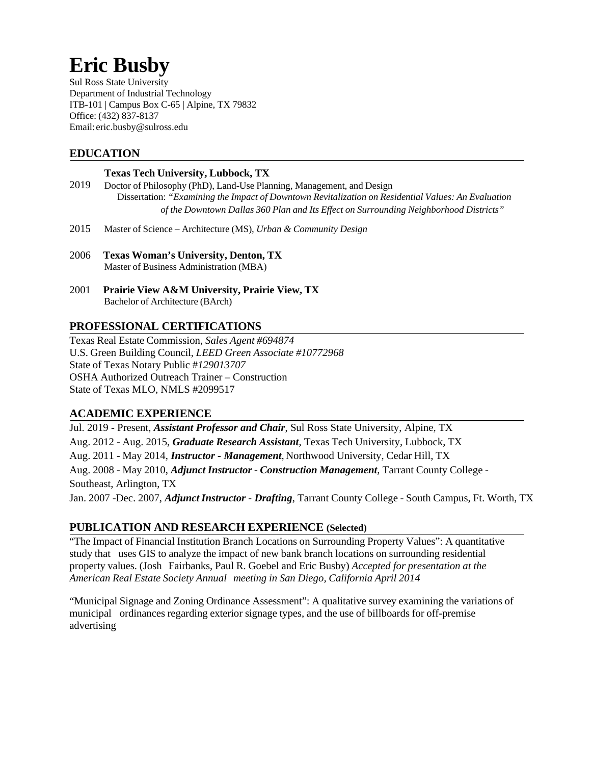# Eric Busby

Sul Ross State University
Department of Industrial Technology
ITB-101 | Campus Box C-65 | Alpine, TX 79832
Office: (432) 837-8137
Email: eric.busby@sulross.edu

## EDUCATION

**Texas Tech University, Lubbock, TX**

2019 Doctor of Philosophy (PhD), Land-Use Planning, Management, and Design
Dissertation: *"Examining the Impact of Downtown Revitalization on Residential Values: An Evaluation of the Downtown Dallas 360 Plan and Its Effect on Surrounding Neighborhood Districts"*

2015 Master of Science – Architecture (MS), *Urban & Community Design*

2006 **Texas Woman's University, Denton, TX**
Master of Business Administration (MBA)

2001 **Prairie View A&M University, Prairie View, TX**
Bachelor of Architecture (BArch)

## PROFESSIONAL CERTIFICATIONS

Texas Real Estate Commission, *Sales Agent #694874*
U.S. Green Building Council, *LEED Green Associate #10772968*
State of Texas Notary Public #*129013707*
OSHA Authorized Outreach Trainer – Construction
State of Texas MLO, NMLS #2099517

## ACADEMIC EXPERIENCE

Jul. 2019 - Present, ***Assistant Professor and Chair***, Sul Ross State University, Alpine, TX
Aug. 2012 - Aug. 2015, ***Graduate Research Assistant***, Texas Tech University, Lubbock, TX
Aug. 2011 - May 2014, ***Instructor - Management***, Northwood University, Cedar Hill, TX
Aug. 2008 - May 2010, ***Adjunct Instructor - Construction Management***, Tarrant County College - Southeast, Arlington, TX
Jan. 2007 -Dec. 2007, ***Adjunct Instructor - Drafting***, Tarrant County College - South Campus, Ft. Worth, TX

## PUBLICATION AND RESEARCH EXPERIENCE (Selected)

"The Impact of Financial Institution Branch Locations on Surrounding Property Values": A quantitative study that uses GIS to analyze the impact of new bank branch locations on surrounding residential property values. (Josh Fairbanks, Paul R. Goebel and Eric Busby) *Accepted for presentation at the American Real Estate Society Annual meeting in San Diego, California April 2014*

"Municipal Signage and Zoning Ordinance Assessment": A qualitative survey examining the variations of municipal ordinances regarding exterior signage types, and the use of billboards for off-premise advertising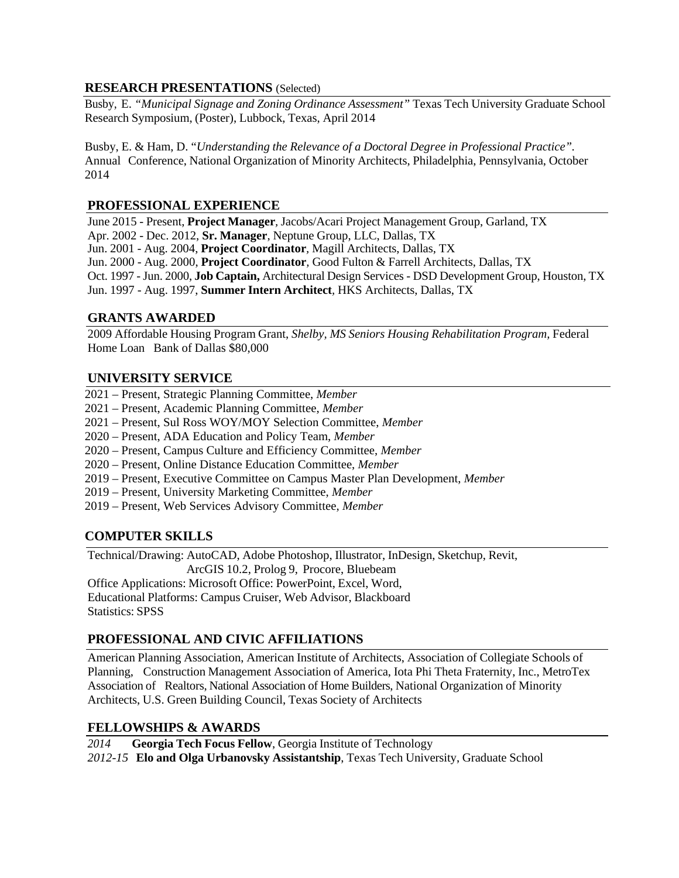## RESEARCH PRESENTATIONS (Selected)

Busby, E. *"Municipal Signage and Zoning Ordinance Assessment"* Texas Tech University Graduate School Research Symposium, (Poster), Lubbock, Texas, April 2014

Busby, E. & Ham, D. "*Understanding the Relevance of a Doctoral Degree in Professional Practice*". Annual Conference, National Organization of Minority Architects, Philadelphia, Pennsylvania, October 2014

## PROFESSIONAL EXPERIENCE

June 2015 - Present, **Project Manager**, Jacobs/Acari Project Management Group, Garland, TX
Apr. 2002 - Dec. 2012, **Sr. Manager**, Neptune Group, LLC, Dallas, TX
Jun. 2001 - Aug. 2004, **Project Coordinator**, Magill Architects, Dallas, TX
Jun. 2000 - Aug. 2000, **Project Coordinator**, Good Fulton & Farrell Architects, Dallas, TX
Oct. 1997 - Jun. 2000, **Job Captain,** Architectural Design Services - DSD Development Group, Houston, TX
Jun. 1997 - Aug. 1997, **Summer Intern Architect**, HKS Architects, Dallas, TX

## GRANTS AWARDED

2009 Affordable Housing Program Grant, *Shelby, MS Seniors Housing Rehabilitation Program,* Federal Home Loan Bank of Dallas $80,000

## UNIVERSITY SERVICE

2021 – Present, Strategic Planning Committee, *Member*
2021 – Present, Academic Planning Committee, *Member*
2021 – Present, Sul Ross WOY/MOY Selection Committee, *Member*
2020 – Present, ADA Education and Policy Team, *Member*
2020 – Present, Campus Culture and Efficiency Committee, *Member*
2020 – Present, Online Distance Education Committee, *Member*
2019 – Present, Executive Committee on Campus Master Plan Development, *Member*
2019 – Present, University Marketing Committee, *Member*
2019 – Present, Web Services Advisory Committee, *Member*

## COMPUTER SKILLS

Technical/Drawing: AutoCAD, Adobe Photoshop, Illustrator, InDesign, Sketchup, Revit, ArcGIS 10.2, Prolog 9, Procore, Bluebeam
Office Applications: Microsoft Office: PowerPoint, Excel, Word,
Educational Platforms: Campus Cruiser, Web Advisor, Blackboard
Statistics: SPSS

## PROFESSIONAL AND CIVIC AFFILIATIONS

American Planning Association, American Institute of Architects, Association of Collegiate Schools of Planning, Construction Management Association of America, Iota Phi Theta Fraternity, Inc., MetroTex Association of Realtors, National Association of Home Builders, National Organization of Minority Architects, U.S. Green Building Council, Texas Society of Architects

## FELLOWSHIPS & AWARDS

*2014* **Georgia Tech Focus Fellow**, Georgia Institute of Technology
*2012-15* **Elo and Olga Urbanovsky Assistantship**, Texas Tech University, Graduate School